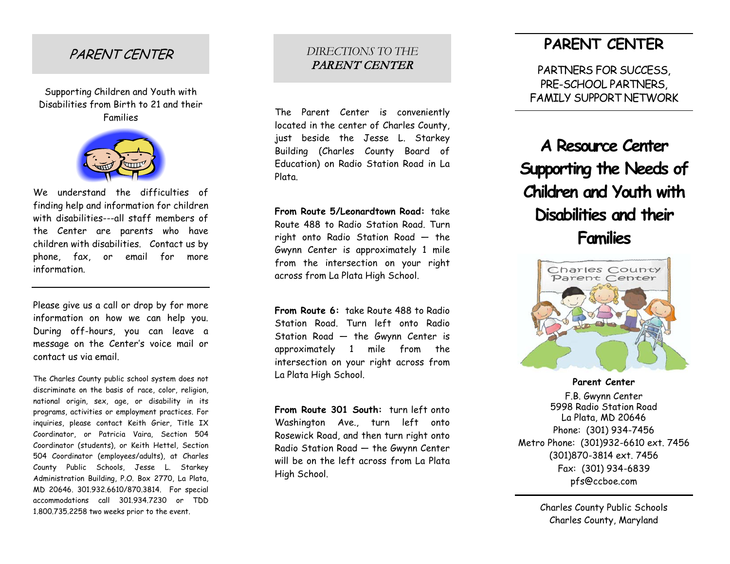# PARENT CENTER

Supporting Children and Youth with Disabilities from Birth to 21 and their Families

We understand the difficulties of finding help and information for children with disabilities---all staff members of the Center are parents who have children with disabilities. Contact us by phone, fax, or email for more information.

---

Please give us a call or drop by for more information on how we can help you. During off-hours, you can leave a message on the Center's voice mail or contact us via email.

The Charles County public school system does not discriminate on the basis of race, color, religion, national origin, sex, age, or disability in its programs, activities or employment practices. For inquiries, please contact Keith Grier, Title IX Coordinator, or Patricia Vaira, Section 504 Coordinator (students), or Keith Hettel, Section 504 Coordinator (employees/adults), at Charles County Public Schools, Jesse L. Starkey Administration Building, P.O. Box 2770, La Plata, MD 20646. 301.932.6610/870.3814. For special accommodations call 301.934.7230 or TDD 1.800.735.2258 two weeks prior to the event.

## DIRECTIONS TO THE *PARENT CENTER*

The Parent Center is conveniently located in the center of Charles County, just beside the Jesse L. Starkey Building (Charles County Board of Education) on Radio Station Road in La Plata.

**From Route 5/Leonardtown Road:** take Route 488 to Radio Station Road. Turn right onto Radio Station Road — the Gwynn Center is approximately 1 mile from the intersection on your right across from La Plata High School.

**From Route 6:** take Route 488 to Radio Station Road. Turn left onto Radio Station Road — the Gwynn Center is approximately 1 mile from the intersection on your right across from La Plata High School.

**From Route 301 South:** turn left onto Washington Ave., turn left onto Rosewick Road, and then turn right onto Radio Station Road — the Gwynn Center will be on the left across from La Plata High School.

# PARENT CENTER

PARTNERS FOR SUCCESS,
PRE-SCHOOL PARTNERS,
FAMILY SUPPORT NETWORK

## A Resource Center Supporting the Needs of Children and Youth with Disabilities and their Families

**Parent Center**
F.B. Gwynn Center
5998 Radio Station Road
La Plata, MD 20646
Phone: (301) 934-7456
Metro Phone: (301)932-6610 ext. 7456
(301)870-3814 ext. 7456
Fax: (301) 934-6839
pfs@ccboe.com

Charles County Public Schools
Charles County, Maryland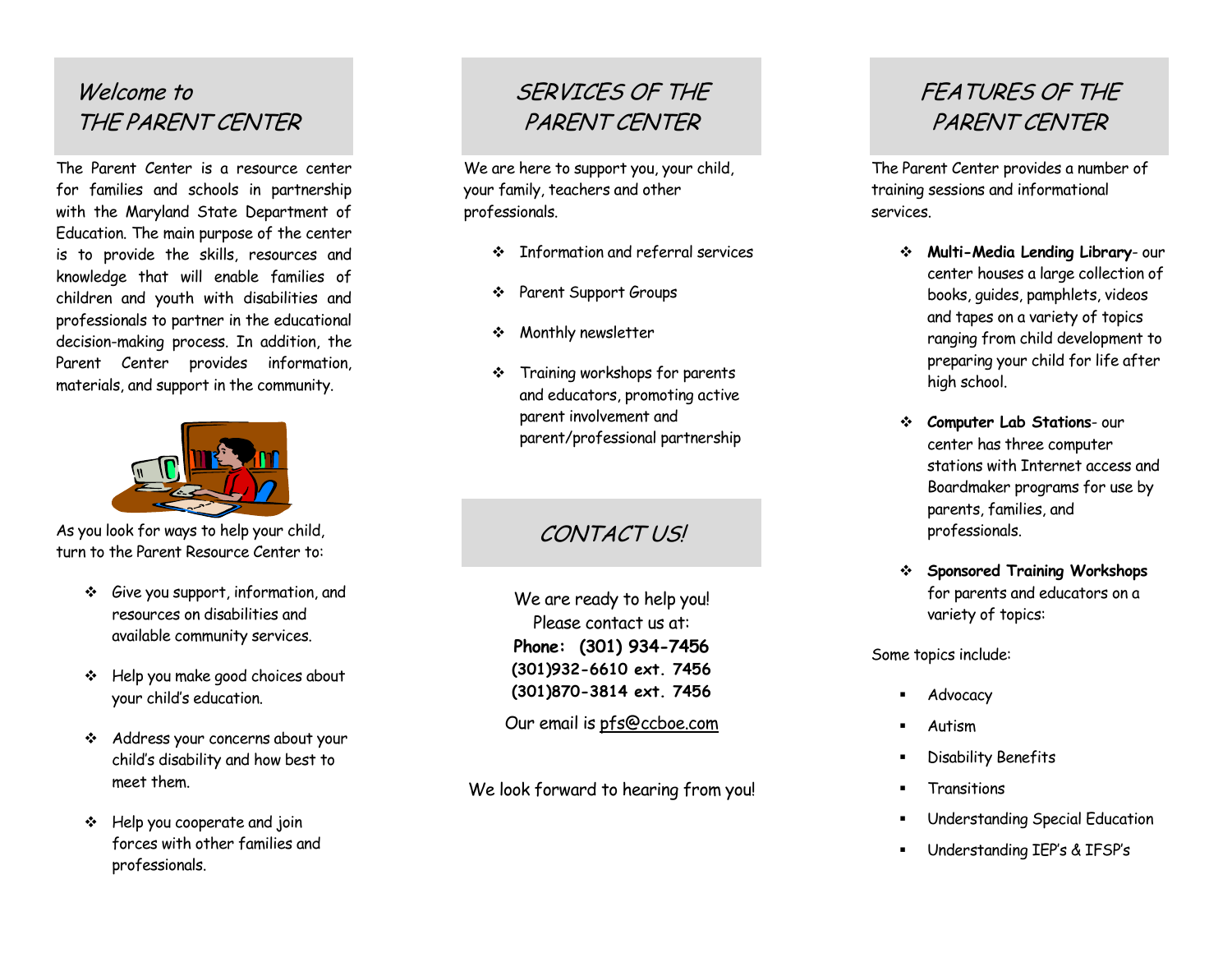## Welcome to THE PARENT CENTER

The Parent Center is a resource center for families and schools in partnership with the Maryland State Department of Education. The main purpose of the center is to provide the skills, resources and knowledge that will enable families of children and youth with disabilities and professionals to partner in the educational decision-making process. In addition, the Parent Center provides information, materials, and support in the community.

As you look for ways to help your child, turn to the Parent Resource Center to:

- Give you support, information, and resources on disabilities and available community services.
- Help you make good choices about your child's education.
- Address your concerns about your child's disability and how best to meet them.
- Help you cooperate and join forces with other families and professionals.

## SERVICES OF THE PARENT CENTER

We are here to support you, your child, your family, teachers and other professionals.

- Information and referral services
- Parent Support Groups
- Monthly newsletter
- Training workshops for parents and educators, promoting active parent involvement and parent/professional partnership

## CONTACT US!

We are ready to help you!
Please contact us at:
**Phone: (301) 934-7456**
**(301)932-6610 ext. 7456**
**(301)870-3814 ext. 7456**

Our email is pfs@ccboe.com

We look forward to hearing from you!

## FEATURES OF THE PARENT CENTER

The Parent Center provides a number of training sessions and informational services.

- **Multi-Media Lending Library**- our center houses a large collection of books, guides, pamphlets, videos and tapes on a variety of topics ranging from child development to preparing your child for life after high school.
- **Computer Lab Stations**- our center has three computer stations with Internet access and Boardmaker programs for use by parents, families, and professionals.
- **Sponsored Training Workshops** for parents and educators on a variety of topics:

Some topics include:

- Advocacy
- Autism
- Disability Benefits
- Transitions
- Understanding Special Education
- Understanding IEP's & IFSP's